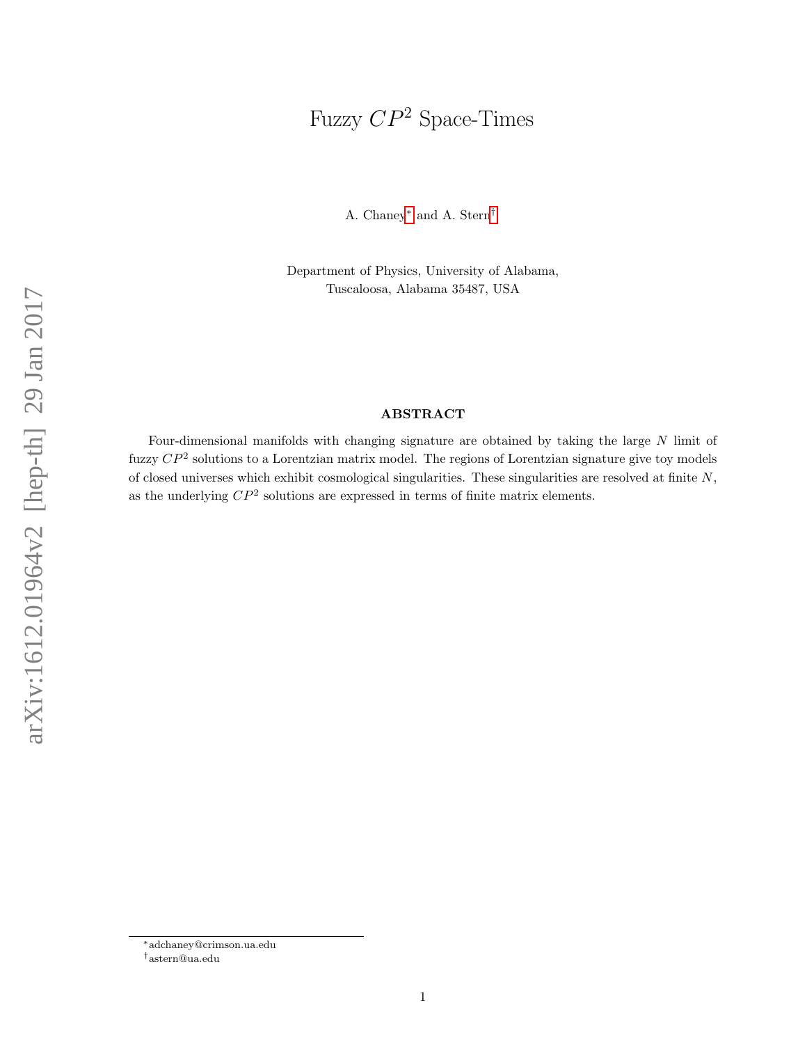# Fuzzy $CP^2$ Space-Times

A. Chaney[*] and A. Stern[†]

Department of Physics, University of Alabama,
Tuscaloosa, Alabama 35487, USA

arXiv:1612.01964v2 [hep-th] 29 Jan 2017

## ABSTRACT

Four-dimensional manifolds with changing signature are obtained by taking the large $N$ limit of fuzzy $CP^2$ solutions to a Lorentzian matrix model. The regions of Lorentzian signature give toy models of closed universes which exhibit cosmological singularities. These singularities are resolved at finite $N$, as the underlying $CP^2$ solutions are expressed in terms of finite matrix elements.

[*] adchaney@crimson.ua.edu
[†] astern@ua.edu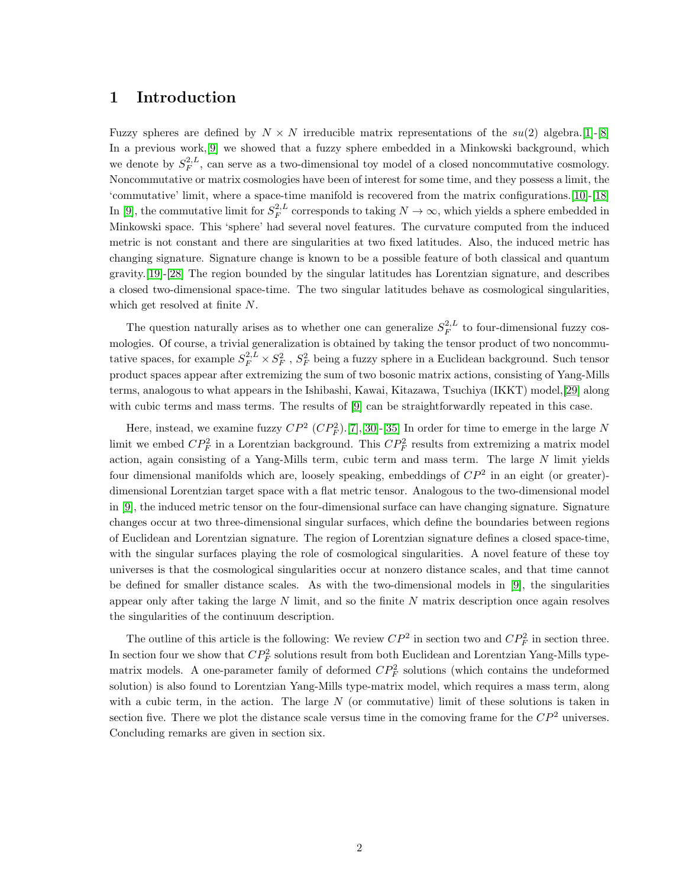# 1 Introduction

Fuzzy spheres are defined by $N \times N$ irreducible matrix representations of the $su(2)$ algebra.[1]-[8] In a previous work,[9] we showed that a fuzzy sphere embedded in a Minkowski background, which we denote by $S_F^{2,L}$, can serve as a two-dimensional toy model of a closed noncommutative cosmology. Noncommutative or matrix cosmologies have been of interest for some time, and they possess a limit, the 'commutative' limit, where a space-time manifold is recovered from the matrix configurations.[10]-[18] In [9], the commutative limit for $S_F^{2,L}$ corresponds to taking $N \to \infty$, which yields a sphere embedded in Minkowski space. This 'sphere' had several novel features. The curvature computed from the induced metric is not constant and there are singularities at two fixed latitudes. Also, the induced metric has changing signature. Signature change is known to be a possible feature of both classical and quantum gravity.[19]-[28] The region bounded by the singular latitudes has Lorentzian signature, and describes a closed two-dimensional space-time. The two singular latitudes behave as cosmological singularities, which get resolved at finite $N$.

The question naturally arises as to whether one can generalize $S_F^{2,L}$ to four-dimensional fuzzy cosmologies. Of course, a trivial generalization is obtained by taking the tensor product of two noncommutative spaces, for example $S_F^{2,L} \times S_F^2$ , $S_F^2$ being a fuzzy sphere in a Euclidean background. Such tensor product spaces appear after extremizing the sum of two bosonic matrix actions, consisting of Yang-Mills terms, analogous to what appears in the Ishibashi, Kawai, Kitazawa, Tsuchiya (IKKT) model,[29] along with cubic terms and mass terms. The results of [9] can be straightforwardly repeated in this case.

Here, instead, we examine fuzzy $CP^2$ ($CP_F^2$).[7],[30]-[35] In order for time to emerge in the large $N$ limit we embed $CP_F^2$ in a Lorentzian background. This $CP_F^2$ results from extremizing a matrix model action, again consisting of a Yang-Mills term, cubic term and mass term. The large $N$ limit yields four dimensional manifolds which are, loosely speaking, embeddings of $CP^2$ in an eight (or greater)-dimensional Lorentzian target space with a flat metric tensor. Analogous to the two-dimensional model in [9], the induced metric tensor on the four-dimensional surface can have changing signature. Signature changes occur at two three-dimensional singular surfaces, which define the boundaries between regions of Euclidean and Lorentzian signature. The region of Lorentzian signature defines a closed space-time, with the singular surfaces playing the role of cosmological singularities. A novel feature of these toy universes is that the cosmological singularities occur at nonzero distance scales, and that time cannot be defined for smaller distance scales. As with the two-dimensional models in [9], the singularities appear only after taking the large $N$ limit, and so the finite $N$ matrix description once again resolves the singularities of the continuum description.

The outline of this article is the following: We review $CP^2$ in section two and $CP_F^2$ in section three. In section four we show that $CP_F^2$ solutions result from both Euclidean and Lorentzian Yang-Mills type-matrix models. A one-parameter family of deformed $CP_F^2$ solutions (which contains the undeformed solution) is also found to Lorentzian Yang-Mills type-matrix model, which requires a mass term, along with a cubic term, in the action. The large $N$ (or commutative) limit of these solutions is taken in section five. There we plot the distance scale versus time in the comoving frame for the $CP^2$ universes. Concluding remarks are given in section six.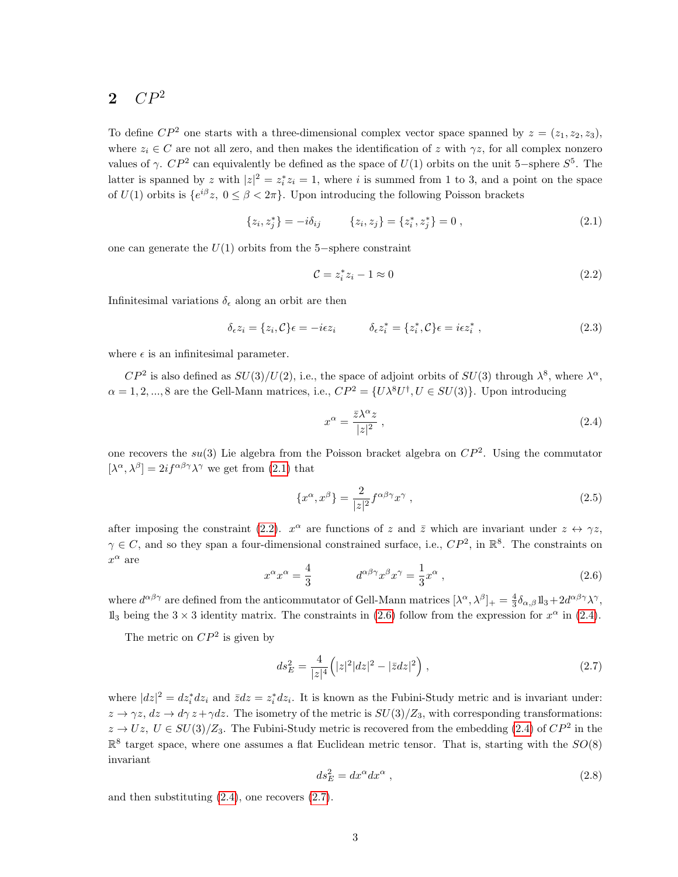## 2 $CP^2$

To define $CP^2$ one starts with a three-dimensional complex vector space spanned by $z = (z_1, z_2, z_3)$, where $z_i \in C$ are not all zero, and then makes the identification of $z$ with $\gamma z$, for all complex nonzero values of $\gamma$. $CP^2$ can equivalently be defined as the space of $U(1)$ orbits on the unit 5−sphere $S^5$. The latter is spanned by $z$ with $|z|^2 = z_i^* z_i = 1$, where $i$ is summed from 1 to 3, and a point on the space of $U(1)$ orbits is $\{e^{i\beta} z,\ 0 \leq \beta < 2\pi\}$. Upon introducing the following Poisson brackets

$$\{z_i, z_j^*\} = -i\delta_{ij} \qquad \{z_i, z_j\} = \{z_i^*, z_j^*\} = 0 \,, \tag{2.1}$$

one can generate the $U(1)$ orbits from the 5−sphere constraint

$$\mathcal{C} = z_i^* z_i - 1 \approx 0 \tag{2.2}$$

Infinitesimal variations $\delta_\epsilon$ along an orbit are then

$$\delta_\epsilon z_i = \{z_i, \mathcal{C}\}\epsilon = -i\epsilon z_i \qquad \delta_\epsilon z_i^* = \{z_i^*, \mathcal{C}\}\epsilon = i\epsilon z_i^* \,, \tag{2.3}$$

where $\epsilon$ is an infinitesimal parameter.

$CP^2$ is also defined as $SU(3)/U(2)$, i.e., the space of adjoint orbits of $SU(3)$ through $\lambda^8$, where $\lambda^\alpha$, $\alpha = 1, 2, ..., 8$ are the Gell-Mann matrices, i.e., $CP^2 = \{U\lambda^8 U^\dagger, U \in SU(3)\}$. Upon introducing

$$x^\alpha = \frac{\bar{z}\lambda^\alpha z}{|z|^2} \,, \tag{2.4}$$

one recovers the $su(3)$ Lie algebra from the Poisson bracket algebra on $CP^2$. Using the commutator $[\lambda^\alpha, \lambda^\beta] = 2if^{\alpha\beta\gamma}\lambda^\gamma$ we get from (2.1) that

$$\{x^\alpha, x^\beta\} = \frac{2}{|z|^2} f^{\alpha\beta\gamma} x^\gamma \,, \tag{2.5}$$

after imposing the constraint (2.2). $x^\alpha$ are functions of $z$ and $\bar{z}$ which are invariant under $z \leftrightarrow \gamma z$, $\gamma \in C$, and so they span a four-dimensional constrained surface, i.e., $CP^2$, in $\mathbb{R}^8$. The constraints on $x^\alpha$ are

$$x^\alpha x^\alpha = \frac{4}{3} \qquad d^{\alpha\beta\gamma} x^\beta x^\gamma = \frac{1}{3} x^\alpha \,, \tag{2.6}$$

where $d^{\alpha\beta\gamma}$ are defined from the anticommutator of Gell-Mann matrices $[\lambda^\alpha, \lambda^\beta]_+ = \frac{4}{3}\delta_{\alpha,\beta}1\!\!1_3 + 2d^{\alpha\beta\gamma}\lambda^\gamma$, $1\!\!1_3$ being the $3 \times 3$ identity matrix. The constraints in (2.6) follow from the expression for $x^\alpha$ in (2.4).

The metric on $CP^2$ is given by

$$ds_E^2 = \frac{4}{|z|^4}\Big(|z|^2 |dz|^2 - |\bar{z}dz|^2\Big) \,, \tag{2.7}$$

where $|dz|^2 = dz_i^* dz_i$ and $\bar{z}dz = z_i^* dz_i$. It is known as the Fubini-Study metric and is invariant under: $z \to \gamma z$, $dz \to d\gamma\, z + \gamma dz$. The isometry of the metric is $SU(3)/Z_3$, with corresponding transformations: $z \to Uz$, $U \in SU(3)/Z_3$. The Fubini-Study metric is recovered from the embedding (2.4) of $CP^2$ in the $\mathbb{R}^8$ target space, where one assumes a flat Euclidean metric tensor. That is, starting with the $SO(8)$ invariant

$$ds_E^2 = dx^\alpha dx^\alpha \,, \tag{2.8}$$

and then substituting (2.4), one recovers (2.7).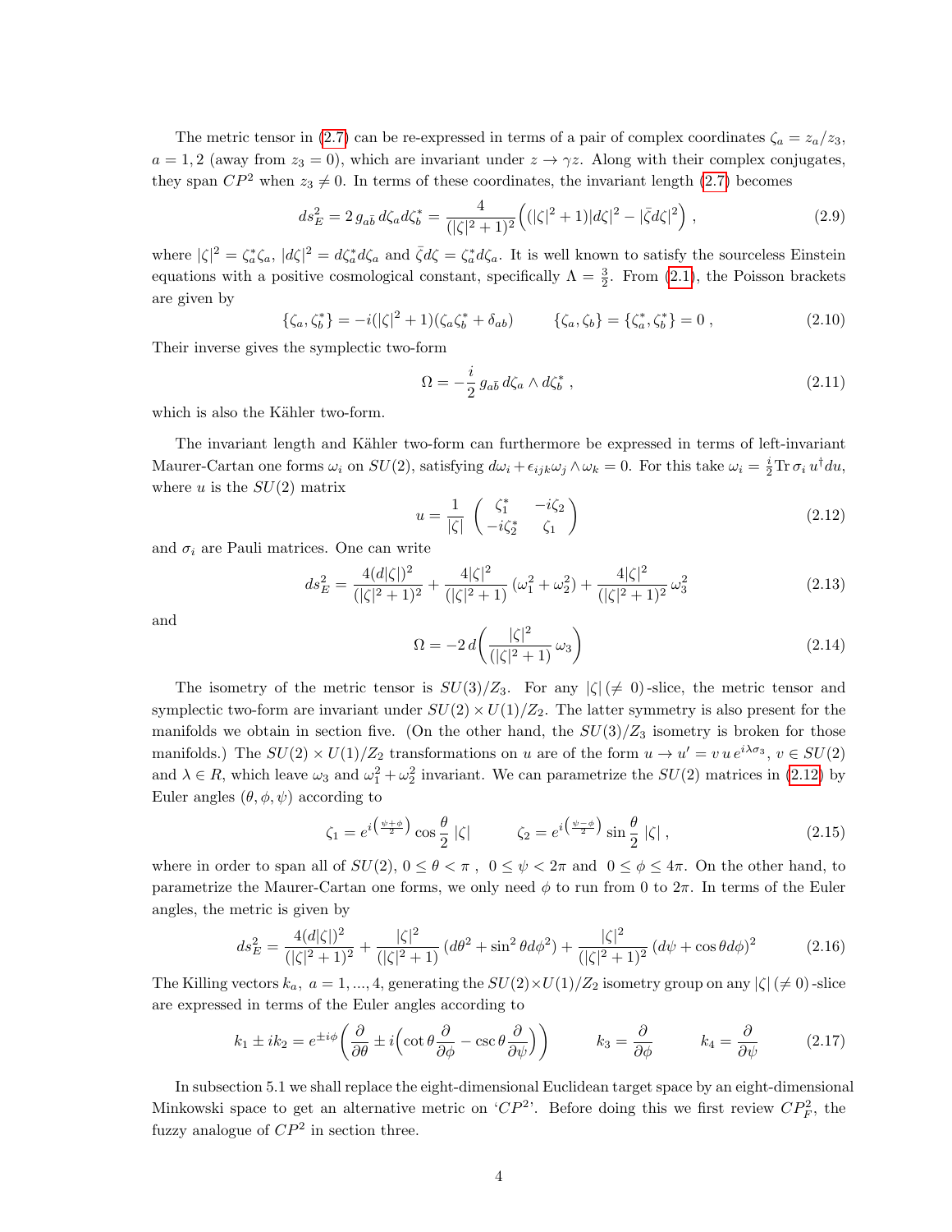The metric tensor in (2.7) can be re-expressed in terms of a pair of complex coordinates $\zeta_a = z_a/z_3$, $a = 1, 2$ (away from $z_3 = 0$), which are invariant under $z \to \gamma z$. Along with their complex conjugates, they span $CP^2$ when $z_3 \neq 0$. In terms of these coordinates, the invariant length (2.7) becomes

$$ds_E^2 = 2\, g_{a\bar{b}}\, d\zeta_a d\zeta_b^* = \frac{4}{(|\zeta|^2+1)^2}\Big((|\zeta|^2+1)|d\zeta|^2 - |\bar{\zeta}d\zeta|^2\Big)\;, \tag{2.9}$$

where $|\zeta|^2 = \zeta_a^*\zeta_a$, $|d\zeta|^2 = d\zeta_a^* d\zeta_a$ and $\bar{\zeta}d\zeta = \zeta_a^* d\zeta_a$. It is well known to satisfy the sourceless Einstein equations with a positive cosmological constant, specifically $\Lambda = \frac{3}{2}$. From (2.1), the Poisson brackets are given by

$$\{\zeta_a, \zeta_b^*\} = -i(|\zeta|^2+1)(\zeta_a\zeta_b^* + \delta_{ab}) \qquad \{\zeta_a, \zeta_b\} = \{\zeta_a^*, \zeta_b^*\} = 0\;, \tag{2.10}$$

Their inverse gives the symplectic two-form

$$\Omega = -\frac{i}{2}\, g_{a\bar{b}}\, d\zeta_a \wedge d\zeta_b^*\;, \tag{2.11}$$

which is also the Kähler two-form.

The invariant length and Kähler two-form can furthermore be expressed in terms of left-invariant Maurer-Cartan one forms $\omega_i$ on $SU(2)$, satisfying $d\omega_i + \epsilon_{ijk}\omega_j \wedge \omega_k = 0$. For this take $\omega_i = \frac{i}{2}\mathrm{Tr}\,\sigma_i\, u^\dagger du$, where $u$ is the $SU(2)$ matrix

$$u = \frac{1}{|\zeta|}\begin{pmatrix} \zeta_1^* & -i\zeta_2 \\ -i\zeta_2^* & \zeta_1 \end{pmatrix} \tag{2.12}$$

and $\sigma_i$ are Pauli matrices. One can write

$$ds_E^2 = \frac{4(d|\zeta|)^2}{(|\zeta|^2+1)^2} + \frac{4|\zeta|^2}{(|\zeta|^2+1)}\,(\omega_1^2+\omega_2^2) + \frac{4|\zeta|^2}{(|\zeta|^2+1)^2}\,\omega_3^2 \tag{2.13}$$

and

$$\Omega = -2\, d\bigg(\frac{|\zeta|^2}{(|\zeta|^2+1)}\,\omega_3\bigg) \tag{2.14}$$

The isometry of the metric tensor is $SU(3)/Z_3$. For any $|\zeta|\,(\neq 0)$-slice, the metric tensor and symplectic two-form are invariant under $SU(2)\times U(1)/Z_2$. The latter symmetry is also present for the manifolds we obtain in section five. (On the other hand, the $SU(3)/Z_3$ isometry is broken for those manifolds.) The $SU(2)\times U(1)/Z_2$ transformations on $u$ are of the form $u \to u' = v\, u\, e^{i\lambda\sigma_3}$, $v \in SU(2)$ and $\lambda \in R$, which leave $\omega_3$ and $\omega_1^2+\omega_2^2$ invariant. We can parametrize the $SU(2)$ matrices in (2.12) by Euler angles $(\theta, \phi, \psi)$ according to

$$\zeta_1 = e^{i\left(\frac{\psi+\phi}{2}\right)}\cos\frac{\theta}{2}\;|\zeta| \qquad\qquad \zeta_2 = e^{i\left(\frac{\psi-\phi}{2}\right)}\sin\frac{\theta}{2}\;|\zeta|\;, \tag{2.15}$$

where in order to span all of $SU(2)$, $0 \le \theta < \pi$, $0 \le \psi < 2\pi$ and $0 \le \phi \le 4\pi$. On the other hand, to parametrize the Maurer-Cartan one forms, we only need $\phi$ to run from 0 to $2\pi$. In terms of the Euler angles, the metric is given by

$$ds_E^2 = \frac{4(d|\zeta|)^2}{(|\zeta|^2+1)^2} + \frac{|\zeta|^2}{(|\zeta|^2+1)}\,(d\theta^2 + \sin^2\theta d\phi^2) + \frac{|\zeta|^2}{(|\zeta|^2+1)^2}\,(d\psi + \cos\theta d\phi)^2 \tag{2.16}$$

The Killing vectors $k_a$, $a = 1, ..., 4$, generating the $SU(2)\times U(1)/Z_2$ isometry group on any $|\zeta|\,(\neq 0)$-slice are expressed in terms of the Euler angles according to

$$k_1 \pm ik_2 = e^{\pm i\phi}\bigg(\frac{\partial}{\partial\theta} \pm i\Big(\cot\theta\frac{\partial}{\partial\phi} - \csc\theta\frac{\partial}{\partial\psi}\Big)\bigg) \qquad k_3 = \frac{\partial}{\partial\phi} \qquad k_4 = \frac{\partial}{\partial\psi} \tag{2.17}$$

In subsection 5.1 we shall replace the eight-dimensional Euclidean target space by an eight-dimensional Minkowski space to get an alternative metric on '$CP^2$'. Before doing this we first review $CP^2_F$, the fuzzy analogue of $CP^2$ in section three.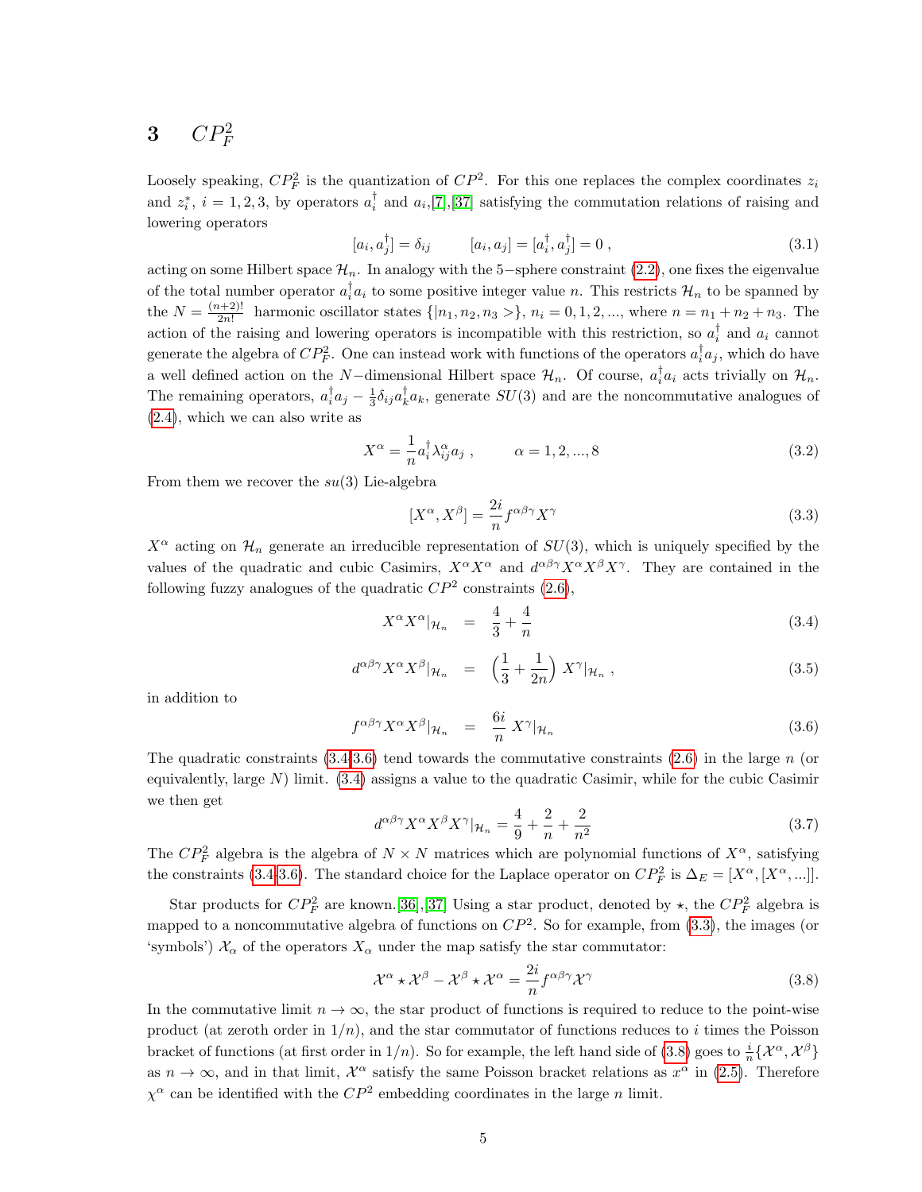# 3 $CP^2_F$

Loosely speaking, $CP^2_F$ is the quantization of $CP^2$. For this one replaces the complex coordinates $z_i$ and $z^*_i$, $i = 1, 2, 3$, by operators $a^\dagger_i$ and $a_i$,[7],[37] satisfying the commutation relations of raising and lowering operators

$$[a_i, a^\dagger_j] = \delta_{ij} \qquad [a_i, a_j] = [a^\dagger_i, a^\dagger_j] = 0 \ , \tag{3.1}$$

acting on some Hilbert space $\mathcal{H}_n$. In analogy with the 5−sphere constraint (2.2), one fixes the eigenvalue of the total number operator $a^\dagger_i a_i$ to some positive integer value $n$. This restricts $\mathcal{H}_n$ to be spanned by the $N = \frac{(n+2)!}{2n!}$ harmonic oscillator states $\{|n_1, n_2, n_3 >\}$, $n_i = 0, 1, 2, ...$, where $n = n_1 + n_2 + n_3$. The action of the raising and lowering operators is incompatible with this restriction, so $a^\dagger_i$ and $a_i$ cannot generate the algebra of $CP^2_F$. One can instead work with functions of the operators $a^\dagger_i a_j$, which do have a well defined action on the $N$−dimensional Hilbert space $\mathcal{H}_n$. Of course, $a^\dagger_i a_i$ acts trivially on $\mathcal{H}_n$. The remaining operators, $a^\dagger_i a_j - \frac{1}{3}\delta_{ij} a^\dagger_k a_k$, generate $SU(3)$ and are the noncommutative analogues of (2.4), which we can also write as

$$X^\alpha = \frac{1}{n} a^\dagger_i \lambda^\alpha_{ij} a_j \ , \qquad \alpha = 1, 2, ..., 8 \tag{3.2}$$

From them we recover the $su(3)$ Lie-algebra

$$[X^\alpha, X^\beta] = \frac{2i}{n} f^{\alpha\beta\gamma} X^\gamma \tag{3.3}$$

$X^\alpha$ acting on $\mathcal{H}_n$ generate an irreducible representation of $SU(3)$, which is uniquely specified by the values of the quadratic and cubic Casimirs, $X^\alpha X^\alpha$ and $d^{\alpha\beta\gamma} X^\alpha X^\beta X^\gamma$. They are contained in the following fuzzy analogues of the quadratic $CP^2$ constraints (2.6),

$$X^\alpha X^\alpha|_{\mathcal{H}_n} = \frac{4}{3} + \frac{4}{n} \tag{3.4}$$

$$d^{\alpha\beta\gamma} X^\alpha X^\beta|_{\mathcal{H}_n} = \left(\frac{1}{3} + \frac{1}{2n}\right) X^\gamma|_{\mathcal{H}_n} \ , \tag{3.5}$$

in addition to

$$f^{\alpha\beta\gamma} X^\alpha X^\beta|_{\mathcal{H}_n} = \frac{6i}{n} \ X^\gamma|_{\mathcal{H}_n} \tag{3.6}$$

The quadratic constraints (3.4-3.6) tend towards the commutative constraints (2.6) in the large $n$ (or equivalently, large $N$) limit. (3.4) assigns a value to the quadratic Casimir, while for the cubic Casimir we then get

$$d^{\alpha\beta\gamma} X^\alpha X^\beta X^\gamma|_{\mathcal{H}_n} = \frac{4}{9} + \frac{2}{n} + \frac{2}{n^2} \tag{3.7}$$

The $CP^2_F$ algebra is the algebra of $N \times N$ matrices which are polynomial functions of $X^\alpha$, satisfying the constraints (3.4-3.6). The standard choice for the Laplace operator on $CP^2_F$ is $\Delta_E = [X^\alpha, [X^\alpha, ...]]$.

Star products for $CP^2_F$ are known.[36],[37] Using a star product, denoted by $\star$, the $CP^2_F$ algebra is mapped to a noncommutative algebra of functions on $CP^2$. So for example, from (3.3), the images (or 'symbols') $\mathcal{X}_\alpha$ of the operators $X_\alpha$ under the map satisfy the star commutator:

$$\mathcal{X}^\alpha \star \mathcal{X}^\beta - \mathcal{X}^\beta \star \mathcal{X}^\alpha = \frac{2i}{n} f^{\alpha\beta\gamma} \mathcal{X}^\gamma \tag{3.8}$$

In the commutative limit $n \to \infty$, the star product of functions is required to reduce to the point-wise product (at zeroth order in $1/n$), and the star commutator of functions reduces to $i$ times the Poisson bracket of functions (at first order in $1/n$). So for example, the left hand side of (3.8) goes to $\frac{i}{n}\{\mathcal{X}^\alpha, \mathcal{X}^\beta\}$ as $n \to \infty$, and in that limit, $\mathcal{X}^\alpha$ satisfy the same Poisson bracket relations as $x^\alpha$ in (2.5). Therefore $\chi^\alpha$ can be identified with the $CP^2$ embedding coordinates in the large $n$ limit.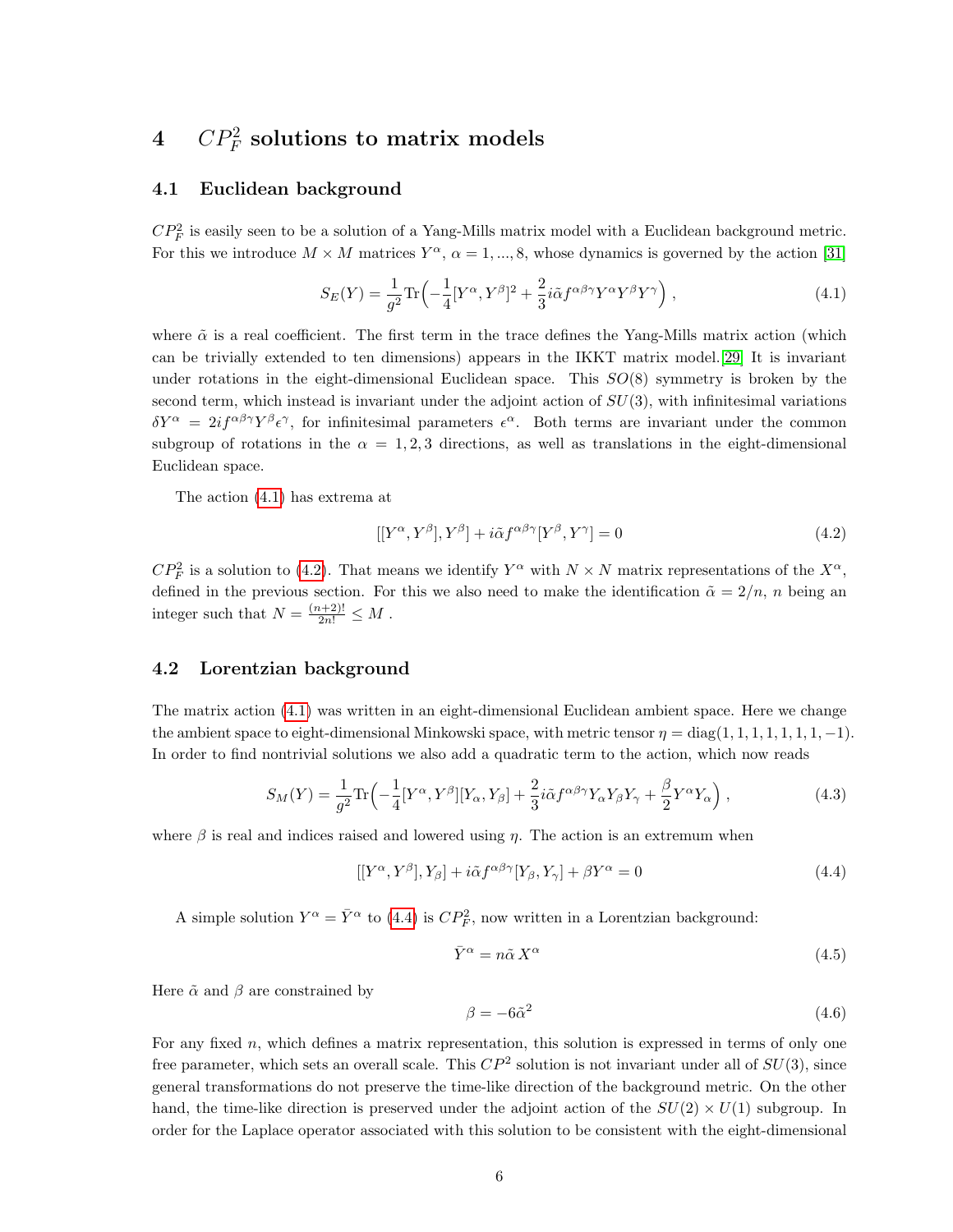# 4 $CP_F^2$ solutions to matrix models

## 4.1 Euclidean background

$CP_F^2$ is easily seen to be a solution of a Yang-Mills matrix model with a Euclidean background metric. For this we introduce $M \times M$ matrices $Y^\alpha$, $\alpha = 1, ..., 8$, whose dynamics is governed by the action [31]

$$S_E(Y) = \frac{1}{g^2}\mathrm{Tr}\Big(-\frac{1}{4}[Y^\alpha, Y^\beta]^2 + \frac{2}{3}i\tilde{\alpha}f^{\alpha\beta\gamma}Y^\alpha Y^\beta Y^\gamma\Big)\,, \tag{4.1}$$

where $\tilde{\alpha}$ is a real coefficient. The first term in the trace defines the Yang-Mills matrix action (which can be trivially extended to ten dimensions) appears in the IKKT matrix model.[29] It is invariant under rotations in the eight-dimensional Euclidean space. This $SO(8)$ symmetry is broken by the second term, which instead is invariant under the adjoint action of $SU(3)$, with infinitesimal variations $\delta Y^\alpha = 2if^{\alpha\beta\gamma}Y^\beta\epsilon^\gamma$, for infinitesimal parameters $\epsilon^\alpha$. Both terms are invariant under the common subgroup of rotations in the $\alpha = 1, 2, 3$ directions, as well as translations in the eight-dimensional Euclidean space.

The action (4.1) has extrema at

$$[[Y^\alpha, Y^\beta], Y^\beta] + i\tilde{\alpha}f^{\alpha\beta\gamma}[Y^\beta, Y^\gamma] = 0 \tag{4.2}$$

$CP_F^2$ is a solution to (4.2). That means we identify $Y^\alpha$ with $N \times N$ matrix representations of the $X^\alpha$, defined in the previous section. For this we also need to make the identification $\tilde{\alpha} = 2/n$, $n$ being an integer such that $N = \frac{(n+2)!}{2n!} \leq M$ .

## 4.2 Lorentzian background

The matrix action (4.1) was written in an eight-dimensional Euclidean ambient space. Here we change the ambient space to eight-dimensional Minkowski space, with metric tensor $\eta = \mathrm{diag}(1, 1, 1, 1, 1, 1, 1, -1)$. In order to find nontrivial solutions we also add a quadratic term to the action, which now reads

$$S_M(Y) = \frac{1}{g^2}\mathrm{Tr}\Big(-\frac{1}{4}[Y^\alpha, Y^\beta][Y_\alpha, Y_\beta] + \frac{2}{3}i\tilde{\alpha}f^{\alpha\beta\gamma}Y_\alpha Y_\beta Y_\gamma + \frac{\beta}{2}Y^\alpha Y_\alpha\Big)\,, \tag{4.3}$$

where $\beta$ is real and indices raised and lowered using $\eta$. The action is an extremum when

$$[[Y^\alpha, Y^\beta], Y_\beta] + i\tilde{\alpha}f^{\alpha\beta\gamma}[Y_\beta, Y_\gamma] + \beta Y^\alpha = 0 \tag{4.4}$$

A simple solution $Y^\alpha = \bar{Y}^\alpha$ to (4.4) is $CP_F^2$, now written in a Lorentzian background:

$$\bar{Y}^\alpha = n\tilde{\alpha}\,X^\alpha \tag{4.5}$$

Here $\tilde{\alpha}$ and $\beta$ are constrained by

$$\beta = -6\tilde{\alpha}^2 \tag{4.6}$$

For any fixed $n$, which defines a matrix representation, this solution is expressed in terms of only one free parameter, which sets an overall scale. This $CP^2$ solution is not invariant under all of $SU(3)$, since general transformations do not preserve the time-like direction of the background metric. On the other hand, the time-like direction is preserved under the adjoint action of the $SU(2) \times U(1)$ subgroup. In order for the Laplace operator associated with this solution to be consistent with the eight-dimensional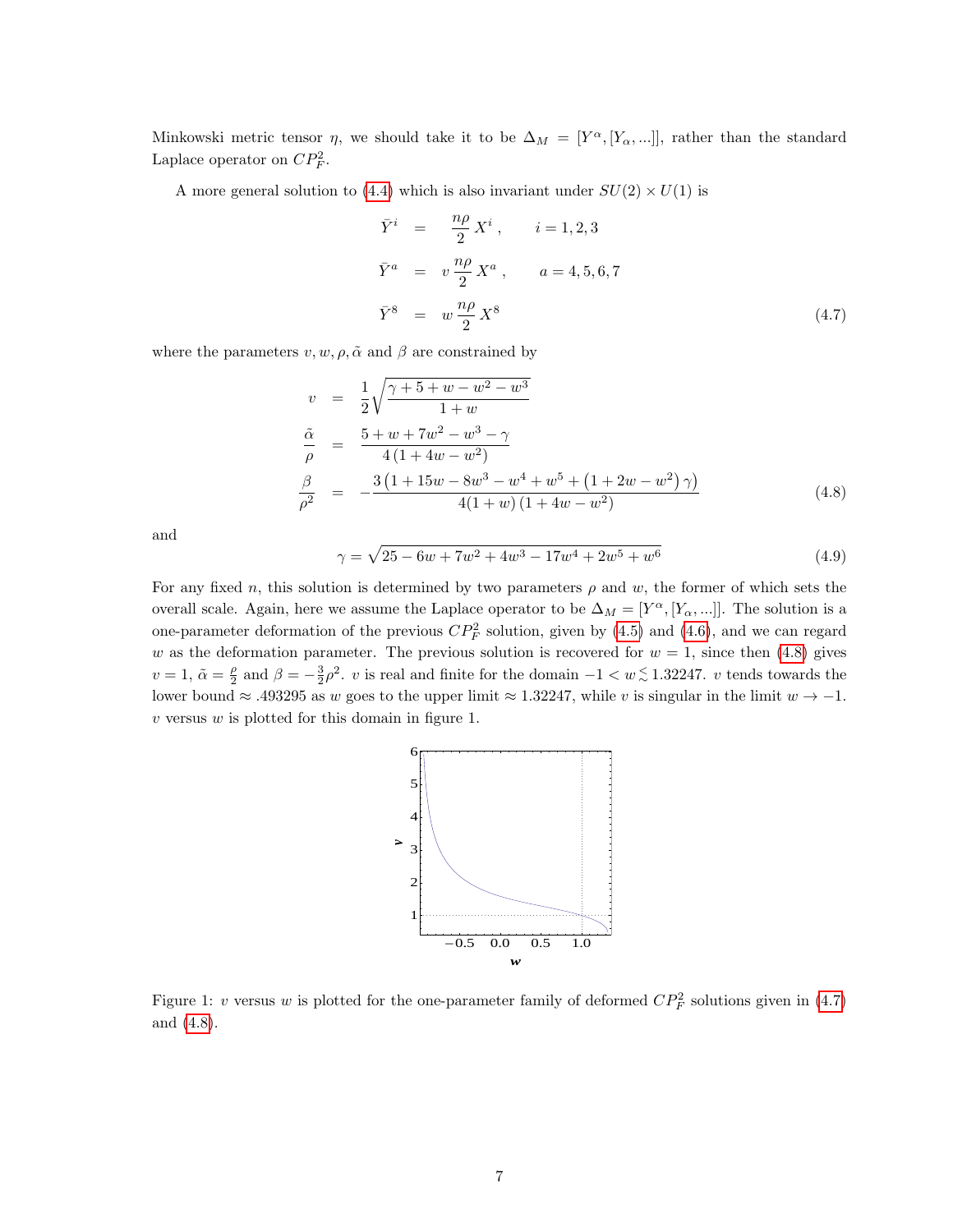Minkowski metric tensor $\eta$, we should take it to be $\Delta_M = [Y^\alpha, [Y_\alpha, ...]]$, rather than the standard Laplace operator on $CP^2_F$.

A more general solution to (4.4) which is also invariant under $SU(2) \times U(1)$ is

$$
\begin{aligned}
\bar{Y}^i &= \frac{n\rho}{2} X^i\,, \qquad i = 1,2,3 \\
\bar{Y}^a &= v\,\frac{n\rho}{2} X^a\,, \qquad a = 4,5,6,7 \\
\bar{Y}^8 &= w\,\frac{n\rho}{2} X^8
\end{aligned}
\tag{4.7}
$$

where the parameters $v, w, \rho, \tilde{\alpha}$ and $\beta$ are constrained by

$$
\begin{aligned}
v &= \frac{1}{2}\sqrt{\frac{\gamma + 5 + w - w^2 - w^3}{1+w}} \\
\frac{\tilde{\alpha}}{\rho} &= \frac{5 + w + 7w^2 - w^3 - \gamma}{4\,(1 + 4w - w^2)} \\
\frac{\beta}{\rho^2} &= -\frac{3\left(1 + 15w - 8w^3 - w^4 + w^5 + \left(1 + 2w - w^2\right)\gamma\right)}{4(1+w)\,(1 + 4w - w^2)}
\end{aligned}
\tag{4.8}
$$

and

$$
\gamma = \sqrt{25 - 6w + 7w^2 + 4w^3 - 17w^4 + 2w^5 + w^6}
\tag{4.9}
$$

For any fixed $n$, this solution is determined by two parameters $\rho$ and $w$, the former of which sets the overall scale. Again, here we assume the Laplace operator to be $\Delta_M = [Y^\alpha, [Y_\alpha, ...]]$. The solution is a one-parameter deformation of the previous $CP^2_F$ solution, given by (4.5) and (4.6), and we can regard $w$ as the deformation parameter. The previous solution is recovered for $w = 1$, since then (4.8) gives $v = 1$, $\tilde{\alpha} = \frac{\rho}{2}$ and $\beta = -\frac{3}{2}\rho^2$. $v$ is real and finite for the domain $-1 < w \lesssim 1.32247$. $v$ tends towards the lower bound $\approx .493295$ as $w$ goes to the upper limit $\approx 1.32247$, while $v$ is singular in the limit $w \to -1$. $v$ versus $w$ is plotted for this domain in figure 1.

Figure 1: $v$ versus $w$ is plotted for the one-parameter family of deformed $CP^2_F$ solutions given in (4.7) and (4.8).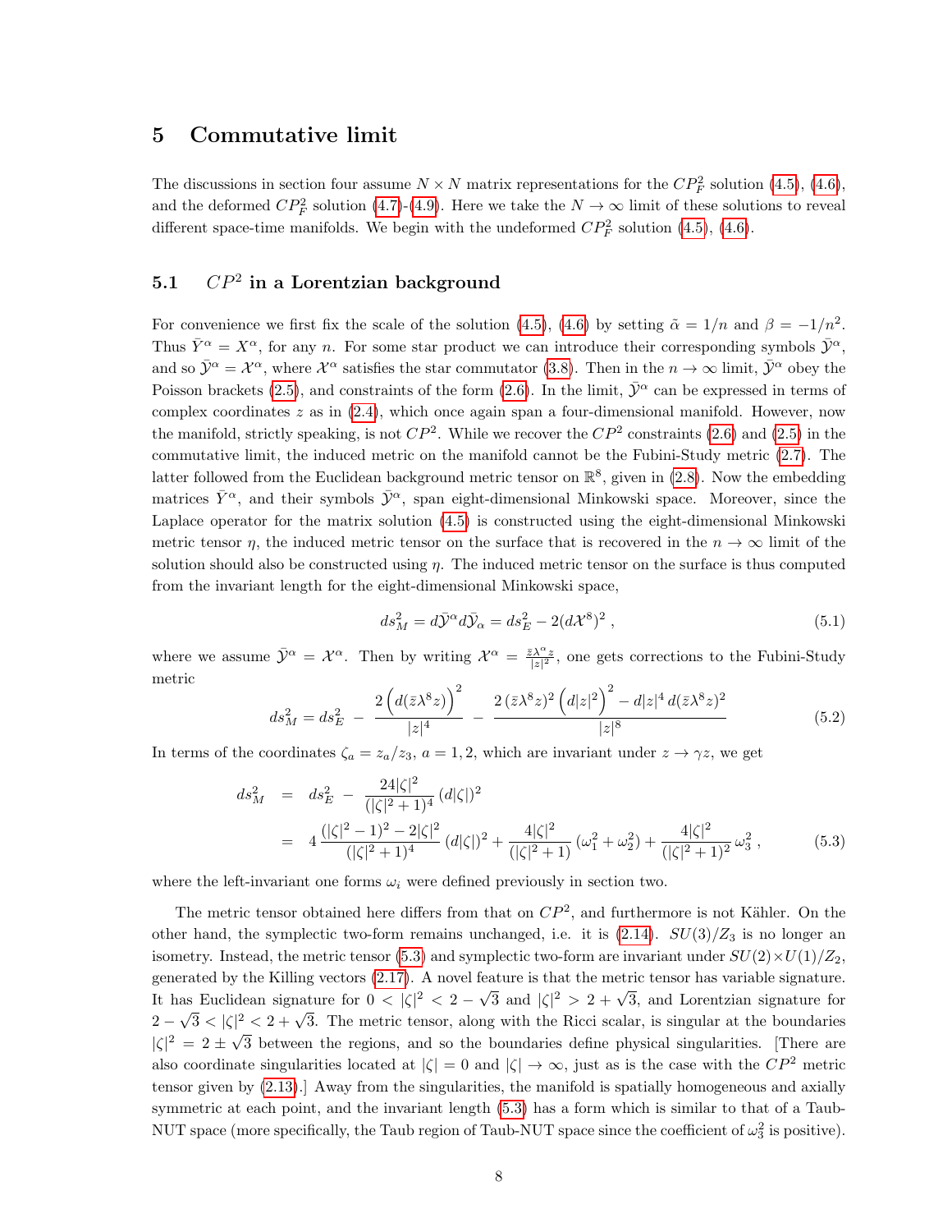# 5 Commutative limit

The discussions in section four assume $N \times N$ matrix representations for the $CP_F^2$ solution (4.5), (4.6), and the deformed $CP_F^2$ solution (4.7)-(4.9). Here we take the $N \to \infty$ limit of these solutions to reveal different space-time manifolds. We begin with the undeformed $CP_F^2$ solution (4.5), (4.6).

## 5.1 $CP^2$ in a Lorentzian background

For convenience we first fix the scale of the solution (4.5), (4.6) by setting $\tilde{\alpha} = 1/n$ and $\beta = -1/n^2$. Thus $\bar{Y}^\alpha = X^\alpha$, for any $n$. For some star product we can introduce their corresponding symbols $\bar{\mathcal{Y}}^\alpha$, and so $\bar{\mathcal{Y}}^\alpha = \mathcal{X}^\alpha$, where $\mathcal{X}^\alpha$ satisfies the star commutator (3.8). Then in the $n \to \infty$ limit, $\bar{\mathcal{Y}}^\alpha$ obey the Poisson brackets (2.5), and constraints of the form (2.6). In the limit, $\bar{\mathcal{Y}}^\alpha$ can be expressed in terms of complex coordinates $z$ as in (2.4), which once again span a four-dimensional manifold. However, now the manifold, strictly speaking, is not $CP^2$. While we recover the $CP^2$ constraints (2.6) and (2.5) in the commutative limit, the induced metric on the manifold cannot be the Fubini-Study metric (2.7). The latter followed from the Euclidean background metric tensor on $\mathbb{R}^8$, given in (2.8). Now the embedding matrices $\bar{Y}^\alpha$, and their symbols $\bar{\mathcal{Y}}^\alpha$, span eight-dimensional Minkowski space. Moreover, since the Laplace operator for the matrix solution (4.5) is constructed using the eight-dimensional Minkowski metric tensor $\eta$, the induced metric tensor on the surface that is recovered in the $n \to \infty$ limit of the solution should also be constructed using $\eta$. The induced metric tensor on the surface is thus computed from the invariant length for the eight-dimensional Minkowski space,

$$
ds_M^2 = d\bar{\mathcal{Y}}^\alpha d\bar{\mathcal{Y}}_\alpha = ds_E^2 - 2(d\mathcal{X}^8)^2 \;, \tag{5.1}
$$

where we assume $\bar{\mathcal{Y}}^\alpha = \mathcal{X}^\alpha$. Then by writing $\mathcal{X}^\alpha = \frac{\bar{z}\lambda^\alpha z}{|z|^2}$, one gets corrections to the Fubini-Study metric

$$
ds_M^2 = ds_E^2 \;-\; \frac{2\Big(d(\bar{z}\lambda^8 z)\Big)^2}{|z|^4} \;-\; \frac{2\,(\bar{z}\lambda^8 z)^2\Big(d|z|^2\Big)^2 - d|z|^4\, d(\bar{z}\lambda^8 z)^2}{|z|^8} \tag{5.2}
$$

In terms of the coordinates $\zeta_a = z_a/z_3$, $a = 1,2$, which are invariant under $z \to \gamma z$, we get

$$
\begin{aligned}
ds_M^2 &= ds_E^2 \;-\; \frac{24|\zeta|^2}{(|\zeta|^2+1)^4}\,(d|\zeta|)^2 \\
&= 4\,\frac{(|\zeta|^2-1)^2 - 2|\zeta|^2}{(|\zeta|^2+1)^4}\,(d|\zeta|)^2 + \frac{4|\zeta|^2}{(|\zeta|^2+1)}\,(\omega_1^2+\omega_2^2) + \frac{4|\zeta|^2}{(|\zeta|^2+1)^2}\,\omega_3^2 \;,
\end{aligned} \tag{5.3}
$$

where the left-invariant one forms $\omega_i$ were defined previously in section two.

The metric tensor obtained here differs from that on $CP^2$, and furthermore is not Kähler. On the other hand, the symplectic two-form remains unchanged, i.e. it is (2.14). $SU(3)/Z_3$ is no longer an isometry. Instead, the metric tensor (5.3) and symplectic two-form are invariant under $SU(2)\times U(1)/Z_2$, generated by the Killing vectors (2.17). A novel feature is that the metric tensor has variable signature. It has Euclidean signature for $0 < |\zeta|^2 < 2-\sqrt{3}$ and $|\zeta|^2 > 2+\sqrt{3}$, and Lorentzian signature for $2-\sqrt{3} < |\zeta|^2 < 2+\sqrt{3}$. The metric tensor, along with the Ricci scalar, is singular at the boundaries $|\zeta|^2 = 2 \pm \sqrt{3}$ between the regions, and so the boundaries define physical singularities. [There are also coordinate singularities located at $|\zeta| = 0$ and $|\zeta| \to \infty$, just as is the case with the $CP^2$ metric tensor given by (2.13).] Away from the singularities, the manifold is spatially homogeneous and axially symmetric at each point, and the invariant length (5.3) has a form which is similar to that of a Taub-NUT space (more specifically, the Taub region of Taub-NUT space since the coefficient of $\omega_3^2$ is positive).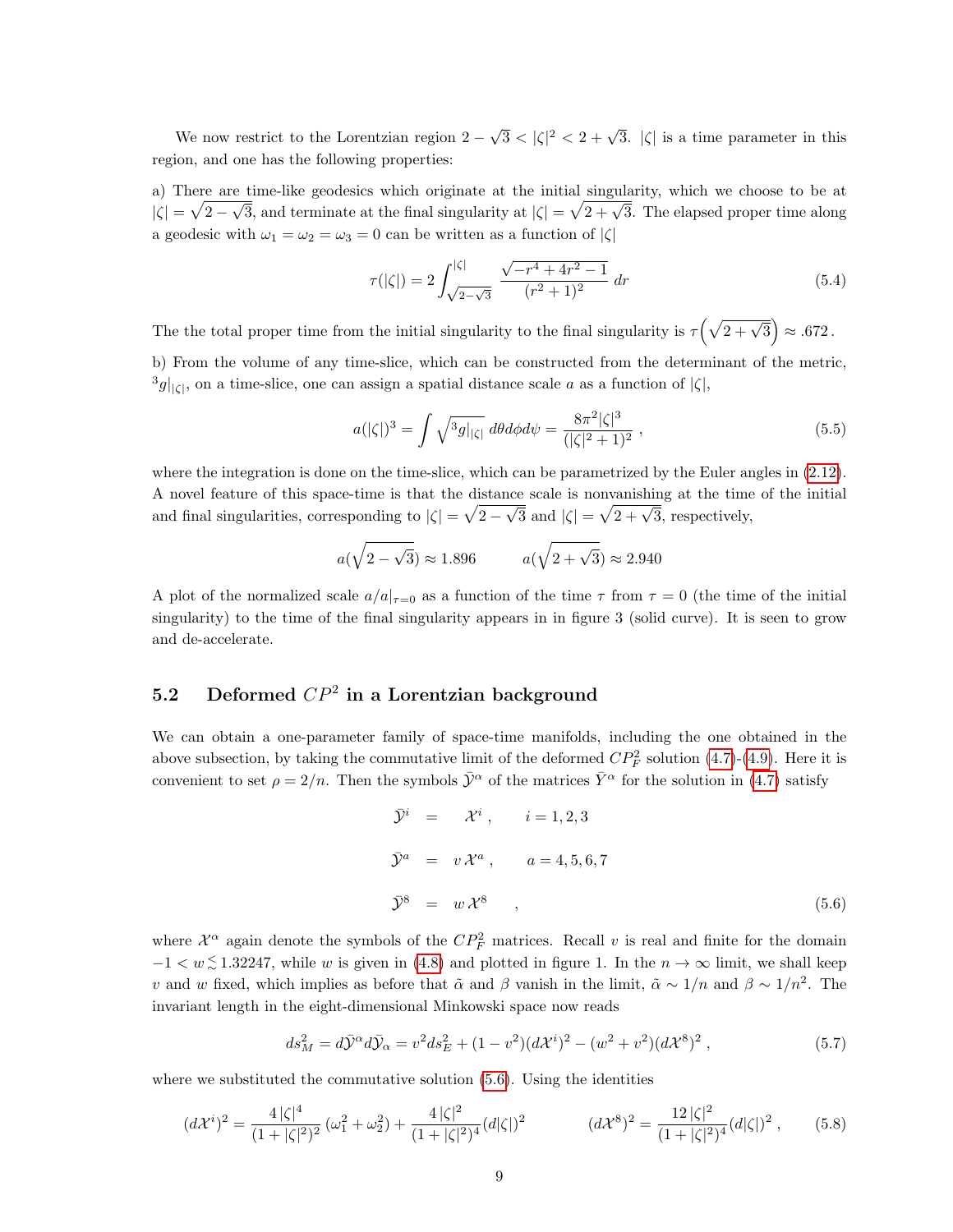We now restrict to the Lorentzian region $2-\sqrt{3} < |\zeta|^2 < 2+\sqrt{3}$. $|\zeta|$ is a time parameter in this region, and one has the following properties:

a) There are time-like geodesics which originate at the initial singularity, which we choose to be at $|\zeta| = \sqrt{2-\sqrt{3}}$, and terminate at the final singularity at $|\zeta| = \sqrt{2+\sqrt{3}}$. The elapsed proper time along a geodesic with $\omega_1 = \omega_2 = \omega_3 = 0$ can be written as a function of $|\zeta|$

$$\tau(|\zeta|) = 2\int_{\sqrt{2-\sqrt{3}}}^{|\zeta|} \frac{\sqrt{-r^4+4r^2-1}}{(r^2+1)^2}\, dr \tag{5.4}$$

The the total proper time from the initial singularity to the final singularity is $\tau\Big(\sqrt{2+\sqrt{3}}\Big) \approx .672$.

b) From the volume of any time-slice, which can be constructed from the determinant of the metric, ${}^3g|_{|\zeta|}$, on a time-slice, one can assign a spatial distance scale $a$ as a function of $|\zeta|$,

$$a(|\zeta|)^3 = \int \sqrt{{}^3g|_{|\zeta|}}\; d\theta d\phi d\psi = \frac{8\pi^2|\zeta|^3}{(|\zeta|^2+1)^2}\;, \tag{5.5}$$

where the integration is done on the time-slice, which can be parametrized by the Euler angles in (2.12). A novel feature of this space-time is that the distance scale is nonvanishing at the time of the initial and final singularities, corresponding to $|\zeta| = \sqrt{2-\sqrt{3}}$ and $|\zeta| = \sqrt{2+\sqrt{3}}$, respectively,

$$a(\sqrt{2-\sqrt{3}}) \approx 1.896 \qquad\qquad a(\sqrt{2+\sqrt{3}}) \approx 2.940$$

A plot of the normalized scale $a/a|_{\tau=0}$ as a function of the time $\tau$ from $\tau = 0$ (the time of the initial singularity) to the time of the final singularity appears in in figure 3 (solid curve). It is seen to grow and de-accelerate.

## 5.2 Deformed $CP^2$ in a Lorentzian background

We can obtain a one-parameter family of space-time manifolds, including the one obtained in the above subsection, by taking the commutative limit of the deformed $CP^2_F$ solution (4.7)-(4.9). Here it is convenient to set $\rho = 2/n$. Then the symbols $\bar{\mathcal{Y}}^\alpha$ of the matrices $\bar{Y}^\alpha$ for the solution in (4.7) satisfy

$$\begin{aligned}
\bar{\mathcal{Y}}^i &= \mathcal{X}^i\;, \qquad i = 1,2,3 \\
\bar{\mathcal{Y}}^a &= v\,\mathcal{X}^a\;, \qquad a = 4,5,6,7 \\
\bar{\mathcal{Y}}^8 &= w\,\mathcal{X}^8 \qquad ,
\end{aligned} \tag{5.6}$$

where $\mathcal{X}^\alpha$ again denote the symbols of the $CP^2_F$ matrices. Recall $v$ is real and finite for the domain $-1 < w \lesssim 1.32247$, while $w$ is given in (4.8) and plotted in figure 1. In the $n \to \infty$ limit, we shall keep $v$ and $w$ fixed, which implies as before that $\tilde{\alpha}$ and $\beta$ vanish in the limit, $\tilde{\alpha} \sim 1/n$ and $\beta \sim 1/n^2$. The invariant length in the eight-dimensional Minkowski space now reads

$$ds^2_M = d\bar{\mathcal{Y}}^\alpha d\bar{\mathcal{Y}}_\alpha = v^2 ds^2_E + (1-v^2)(d\mathcal{X}^i)^2 - (w^2+v^2)(d\mathcal{X}^8)^2\;, \tag{5.7}$$

where we substituted the commutative solution (5.6). Using the identities

$$(d\mathcal{X}^i)^2 = \frac{4\,|\zeta|^4}{(1+|\zeta|^2)^2}\,(\omega_1^2+\omega_2^2) + \frac{4\,|\zeta|^2}{(1+|\zeta|^2)^4}(d|\zeta|)^2 \qquad\qquad (d\mathcal{X}^8)^2 = \frac{12\,|\zeta|^2}{(1+|\zeta|^2)^4}(d|\zeta|)^2\;, \tag{5.8}$$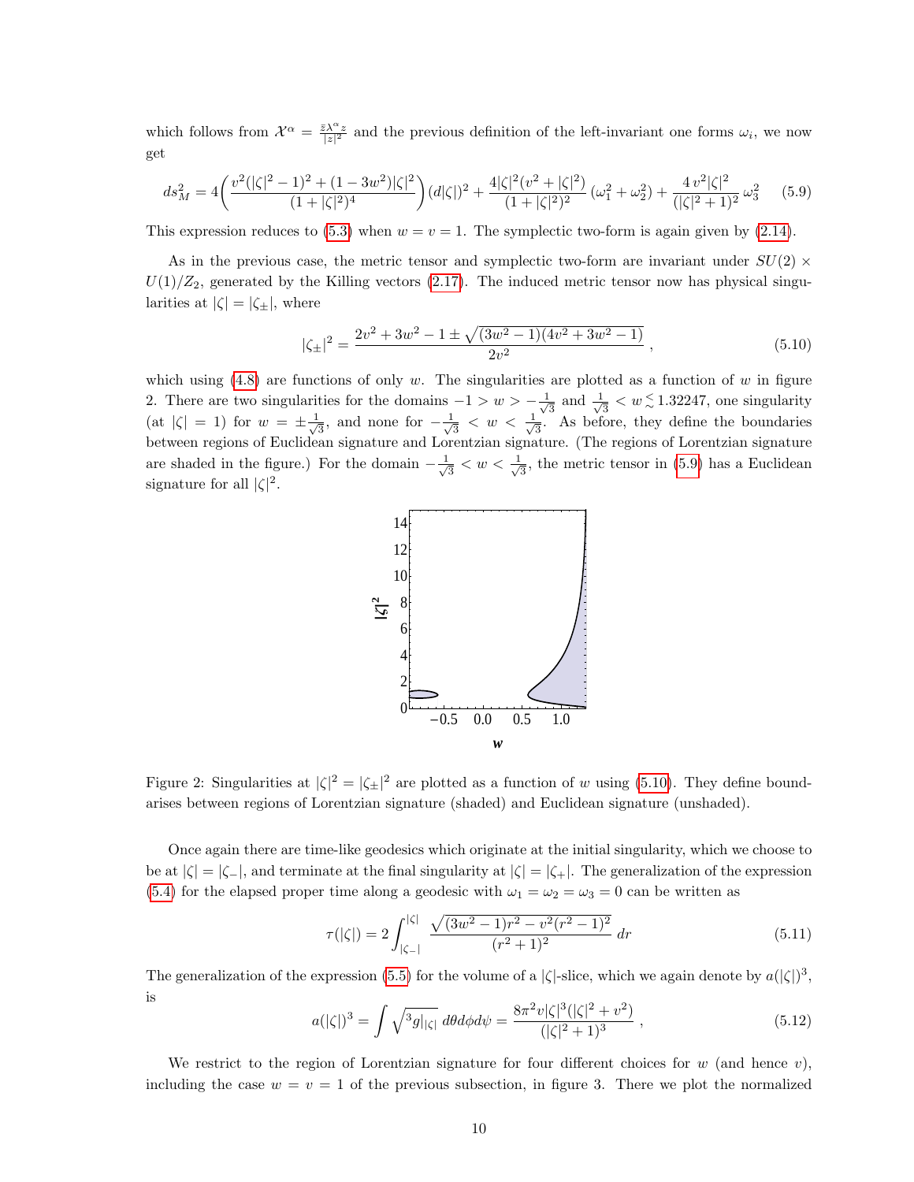which follows from $\mathcal{X}^\alpha = \frac{\bar{z}\lambda^\alpha z}{|z|^2}$ and the previous definition of the left-invariant one forms $\omega_i$, we now get

$$ds_M^2 = 4\bigg(\frac{v^2(|\zeta|^2-1)^2 + (1-3w^2)|\zeta|^2}{(1+|\zeta|^2)^4}\bigg)(d|\zeta|)^2 + \frac{4|\zeta|^2(v^2+|\zeta|^2)}{(1+|\zeta|^2)^2}\,(\omega_1^2+\omega_2^2) + \frac{4\,v^2|\zeta|^2}{(|\zeta|^2+1)^2}\,\omega_3^2 \tag{5.9}$$

This expression reduces to (5.3) when $w = v = 1$. The symplectic two-form is again given by (2.14).

As in the previous case, the metric tensor and symplectic two-form are invariant under $SU(2)\times U(1)/Z_2$, generated by the Killing vectors (2.17). The induced metric tensor now has physical singularities at $|\zeta| = |\zeta_\pm|$, where

$$|\zeta_\pm|^2 = \frac{2v^2+3w^2-1\pm\sqrt{(3w^2-1)(4v^2+3w^2-1)}}{2v^2}\,, \tag{5.10}$$

which using (4.8) are functions of only $w$. The singularities are plotted as a function of $w$ in figure 2. There are two singularities for the domains $-1 > w > -\frac{1}{\sqrt{3}}$ and $\frac{1}{\sqrt{3}} < w \lesssim 1.32247$, one singularity (at $|\zeta| = 1$) for $w = \pm\frac{1}{\sqrt{3}}$, and none for $-\frac{1}{\sqrt{3}} < w < \frac{1}{\sqrt{3}}$. As before, they define the boundaries between regions of Euclidean signature and Lorentzian signature. (The regions of Lorentzian signature are shaded in the figure.) For the domain $-\frac{1}{\sqrt{3}} < w < \frac{1}{\sqrt{3}}$, the metric tensor in (5.9) has a Euclidean signature for all $|\zeta|^2$.

Figure 2: Singularities at $|\zeta|^2 = |\zeta_\pm|^2$ are plotted as a function of $w$ using (5.10). They define boundarises between regions of Lorentzian signature (shaded) and Euclidean signature (unshaded).

Once again there are time-like geodesics which originate at the initial singularity, which we choose to be at $|\zeta| = |\zeta_-|$, and terminate at the final singularity at $|\zeta| = |\zeta_+|$. The generalization of the expression (5.4) for the elapsed proper time along a geodesic with $\omega_1 = \omega_2 = \omega_3 = 0$ can be written as

$$\tau(|\zeta|) = 2\int_{|\zeta_-|}^{|\zeta|} \frac{\sqrt{(3w^2-1)r^2 - v^2(r^2-1)^2}}{(r^2+1)^2}\,dr \tag{5.11}$$

The generalization of the expression (5.5) for the volume of a $|\zeta|$-slice, which we again denote by $a(|\zeta|)^3$, is

$$a(|\zeta|)^3 = \int \sqrt{{}^3g_{|\zeta|}}\;d\theta d\phi d\psi = \frac{8\pi^2 v|\zeta|^3(|\zeta|^2+v^2)}{(|\zeta|^2+1)^3}\,, \tag{5.12}$$

We restrict to the region of Lorentzian signature for four different choices for $w$ (and hence $v$), including the case $w = v = 1$ of the previous subsection, in figure 3. There we plot the normalized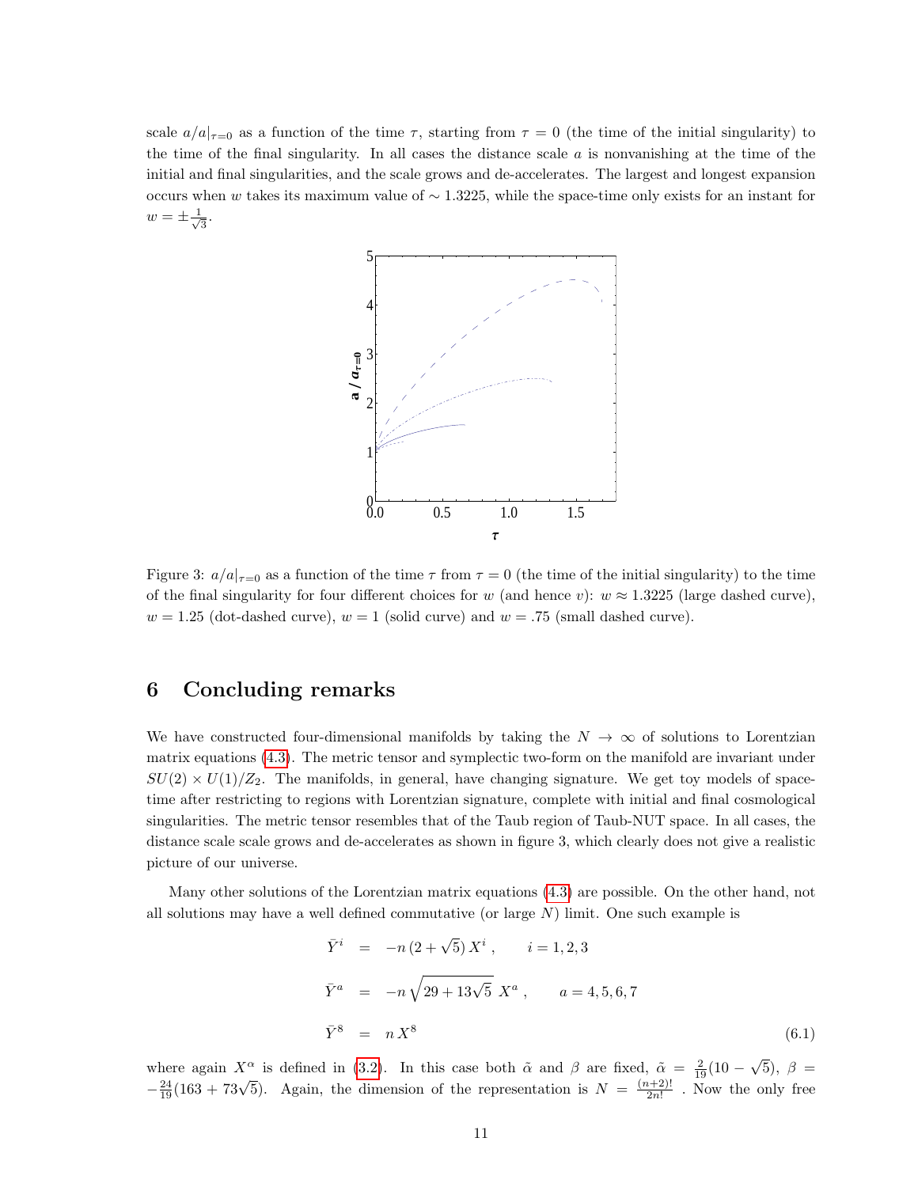scale $a/a|_{\tau=0}$ as a function of the time $\tau$, starting from $\tau = 0$ (the time of the initial singularity) to the time of the final singularity. In all cases the distance scale $a$ is nonvanishing at the time of the initial and final singularities, and the scale grows and de-accelerates. The largest and longest expansion occurs when $w$ takes its maximum value of $\sim 1.3225$, while the space-time only exists for an instant for $w = \pm\frac{1}{\sqrt{3}}$.

Figure 3: $a/a|_{\tau=0}$ as a function of the time $\tau$ from $\tau = 0$ (the time of the initial singularity) to the time of the final singularity for four different choices for $w$ (and hence $v$): $w \approx 1.3225$ (large dashed curve), $w = 1.25$ (dot-dashed curve), $w = 1$ (solid curve) and $w = .75$ (small dashed curve).

## 6 Concluding remarks

We have constructed four-dimensional manifolds by taking the $N \to \infty$ of solutions to Lorentzian matrix equations (4.3). The metric tensor and symplectic two-form on the manifold are invariant under $SU(2) \times U(1)/Z_2$. The manifolds, in general, have changing signature. We get toy models of space-time after restricting to regions with Lorentzian signature, complete with initial and final cosmological singularities. The metric tensor resembles that of the Taub region of Taub-NUT space. In all cases, the distance scale scale grows and de-accelerates as shown in figure 3, which clearly does not give a realistic picture of our universe.

Many other solutions of the Lorentzian matrix equations (4.3) are possible. On the other hand, not all solutions may have a well defined commutative (or large $N$) limit. One such example is

$$
\begin{aligned}
\bar{Y}^i &= -n\,(2+\sqrt{5})\,X^i\,, \qquad i = 1,2,3 \\
\bar{Y}^a &= -n\,\sqrt{29+13\sqrt{5}}\;X^a\,, \qquad a = 4,5,6,7 \\
\bar{Y}^8 &= n\,X^8
\end{aligned}
\tag{6.1}
$$

where again $X^\alpha$ is defined in (3.2). In this case both $\tilde{\alpha}$ and $\beta$ are fixed, $\tilde{\alpha} = \frac{2}{19}(10-\sqrt{5})$, $\beta = -\frac{24}{19}(163+73\sqrt{5})$. Again, the dimension of the representation is $N = \frac{(n+2)!}{2n!}$ . Now the only free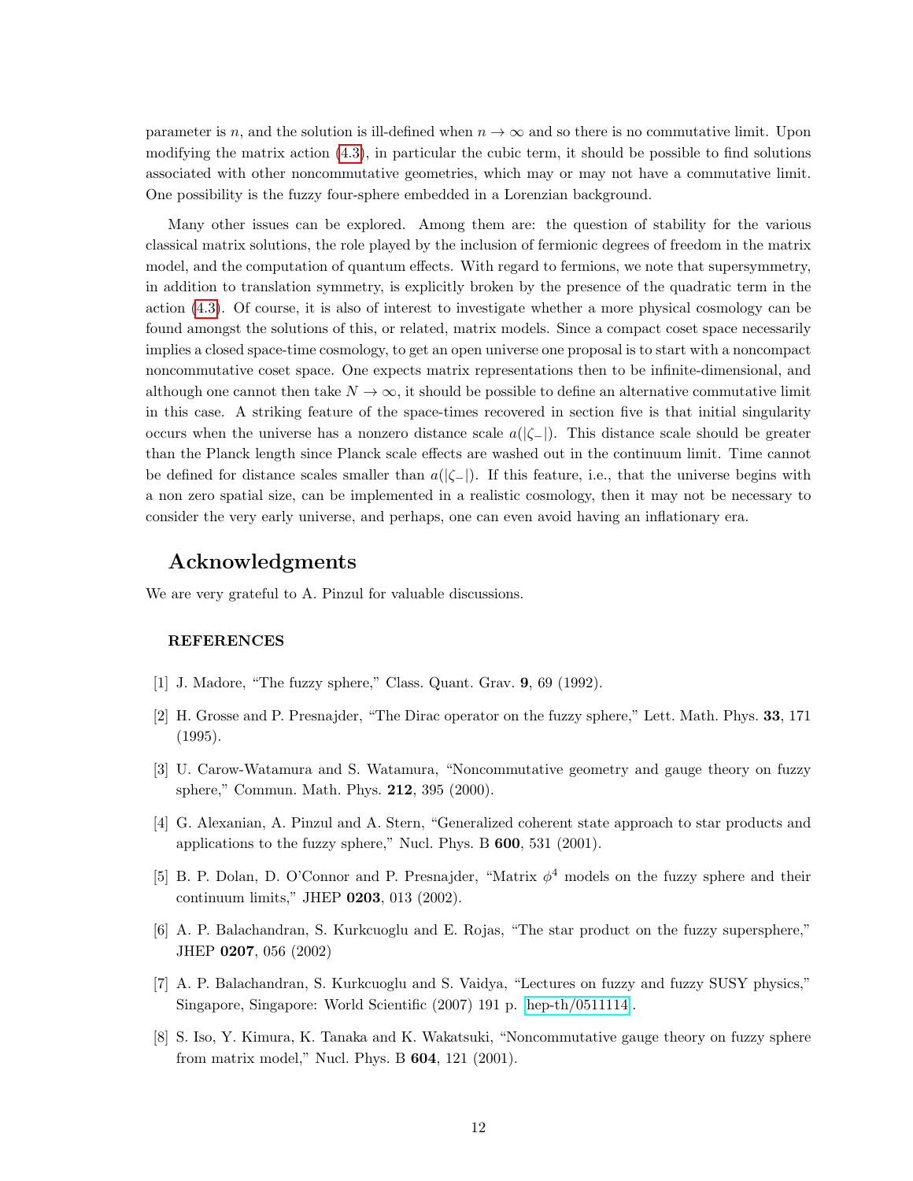parameter is $n$, and the solution is ill-defined when $n \to \infty$ and so there is no commutative limit. Upon modifying the matrix action (4.3), in particular the cubic term, it should be possible to find solutions associated with other noncommutative geometries, which may or may not have a commutative limit. One possibility is the fuzzy four-sphere embedded in a Lorenzian background.

Many other issues can be explored. Among them are: the question of stability for the various classical matrix solutions, the role played by the inclusion of fermionic degrees of freedom in the matrix model, and the computation of quantum effects. With regard to fermions, we note that supersymmetry, in addition to translation symmetry, is explicitly broken by the presence of the quadratic term in the action (4.3). Of course, it is also of interest to investigate whether a more physical cosmology can be found amongst the solutions of this, or related, matrix models. Since a compact coset space necessarily implies a closed space-time cosmology, to get an open universe one proposal is to start with a noncompact noncommutative coset space. One expects matrix representations then to be infinite-dimensional, and although one cannot then take $N \to \infty$, it should be possible to define an alternative commutative limit in this case. A striking feature of the space-times recovered in section five is that initial singularity occurs when the universe has a nonzero distance scale $a(|\zeta_-|)$. This distance scale should be greater than the Planck length since Planck scale effects are washed out in the continuum limit. Time cannot be defined for distance scales smaller than $a(|\zeta_-|)$. If this feature, i.e., that the universe begins with a non zero spatial size, can be implemented in a realistic cosmology, then it may not be necessary to consider the very early universe, and perhaps, one can even avoid having an inflationary era.

## Acknowledgments

We are very grateful to A. Pinzul for valuable discussions.

### REFERENCES

[1] J. Madore, "The fuzzy sphere," Class. Quant. Grav. **9**, 69 (1992).

[2] H. Grosse and P. Presnajder, "The Dirac operator on the fuzzy sphere," Lett. Math. Phys. **33**, 171 (1995).

[3] U. Carow-Watamura and S. Watamura, "Noncommutative geometry and gauge theory on fuzzy sphere," Commun. Math. Phys. **212**, 395 (2000).

[4] G. Alexanian, A. Pinzul and A. Stern, "Generalized coherent state approach to star products and applications to the fuzzy sphere," Nucl. Phys. B **600**, 531 (2001).

[5] B. P. Dolan, D. O'Connor and P. Presnajder, "Matrix $\phi^4$ models on the fuzzy sphere and their continuum limits," JHEP **0203**, 013 (2002).

[6] A. P. Balachandran, S. Kurkcuoglu and E. Rojas, "The star product on the fuzzy supersphere," JHEP **0207**, 056 (2002)

[7] A. P. Balachandran, S. Kurkcuoglu and S. Vaidya, "Lectures on fuzzy and fuzzy SUSY physics," Singapore, Singapore: World Scientific (2007) 191 p. hep-th/0511114.

[8] S. Iso, Y. Kimura, K. Tanaka and K. Wakatsuki, "Noncommutative gauge theory on fuzzy sphere from matrix model," Nucl. Phys. B **604**, 121 (2001).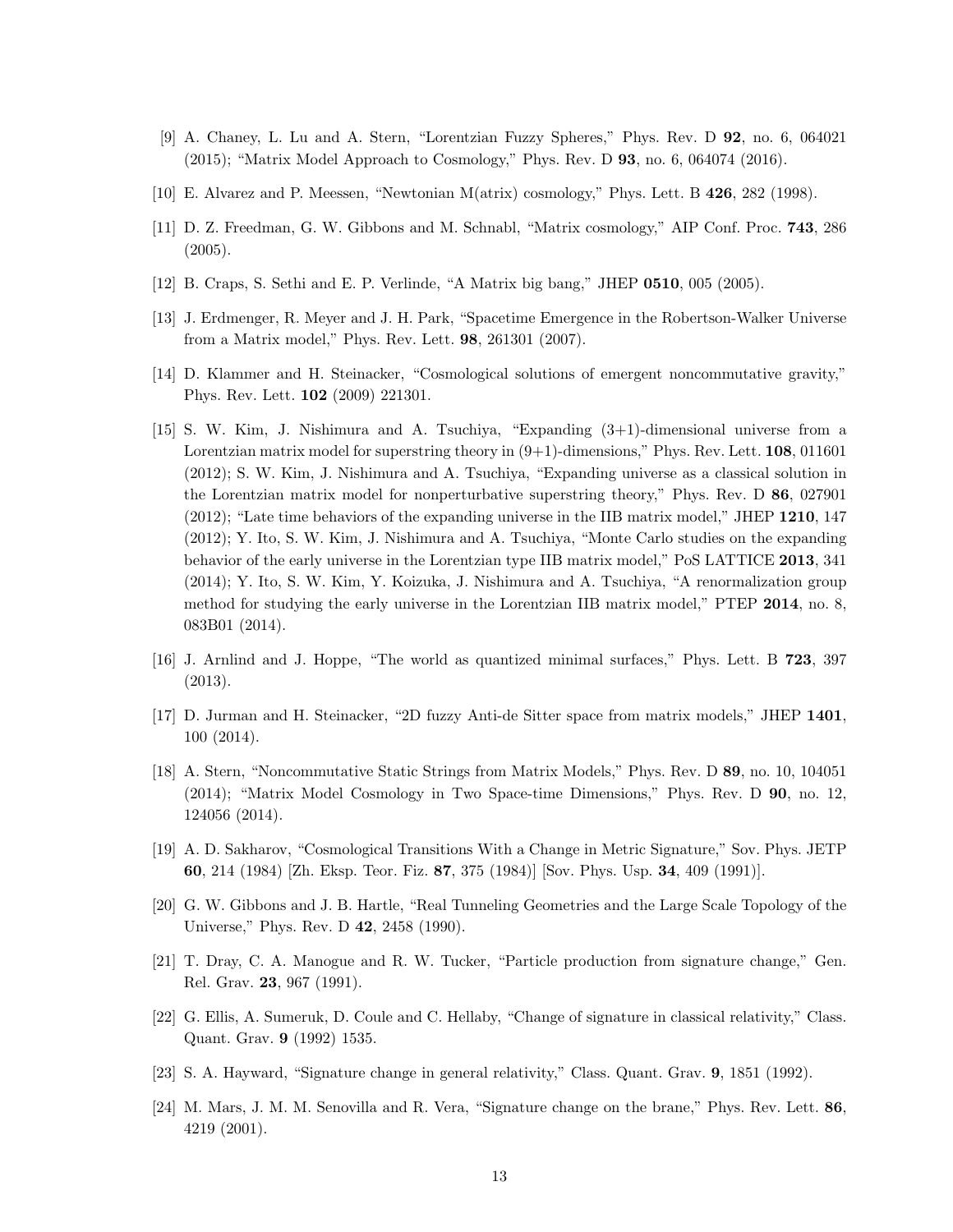[9] A. Chaney, L. Lu and A. Stern, "Lorentzian Fuzzy Spheres," Phys. Rev. D **92**, no. 6, 064021 (2015); "Matrix Model Approach to Cosmology," Phys. Rev. D **93**, no. 6, 064074 (2016).

[10] E. Alvarez and P. Meessen, "Newtonian M(atrix) cosmology," Phys. Lett. B **426**, 282 (1998).

[11] D. Z. Freedman, G. W. Gibbons and M. Schnabl, "Matrix cosmology," AIP Conf. Proc. **743**, 286 (2005).

[12] B. Craps, S. Sethi and E. P. Verlinde, "A Matrix big bang," JHEP **0510**, 005 (2005).

[13] J. Erdmenger, R. Meyer and J. H. Park, "Spacetime Emergence in the Robertson-Walker Universe from a Matrix model," Phys. Rev. Lett. **98**, 261301 (2007).

[14] D. Klammer and H. Steinacker, "Cosmological solutions of emergent noncommutative gravity," Phys. Rev. Lett. **102** (2009) 221301.

[15] S. W. Kim, J. Nishimura and A. Tsuchiya, "Expanding (3+1)-dimensional universe from a Lorentzian matrix model for superstring theory in (9+1)-dimensions," Phys. Rev. Lett. **108**, 011601 (2012); S. W. Kim, J. Nishimura and A. Tsuchiya, "Expanding universe as a classical solution in the Lorentzian matrix model for nonperturbative superstring theory," Phys. Rev. D **86**, 027901 (2012); "Late time behaviors of the expanding universe in the IIB matrix model," JHEP **1210**, 147 (2012); Y. Ito, S. W. Kim, J. Nishimura and A. Tsuchiya, "Monte Carlo studies on the expanding behavior of the early universe in the Lorentzian type IIB matrix model," PoS LATTICE **2013**, 341 (2014); Y. Ito, S. W. Kim, Y. Koizuka, J. Nishimura and A. Tsuchiya, "A renormalization group method for studying the early universe in the Lorentzian IIB matrix model," PTEP **2014**, no. 8, 083B01 (2014).

[16] J. Arnlind and J. Hoppe, "The world as quantized minimal surfaces," Phys. Lett. B **723**, 397 (2013).

[17] D. Jurman and H. Steinacker, "2D fuzzy Anti-de Sitter space from matrix models," JHEP **1401**, 100 (2014).

[18] A. Stern, "Noncommutative Static Strings from Matrix Models," Phys. Rev. D **89**, no. 10, 104051 (2014); "Matrix Model Cosmology in Two Space-time Dimensions," Phys. Rev. D **90**, no. 12, 124056 (2014).

[19] A. D. Sakharov, "Cosmological Transitions With a Change in Metric Signature," Sov. Phys. JETP **60**, 214 (1984) [Zh. Eksp. Teor. Fiz. **87**, 375 (1984)] [Sov. Phys. Usp. **34**, 409 (1991)].

[20] G. W. Gibbons and J. B. Hartle, "Real Tunneling Geometries and the Large Scale Topology of the Universe," Phys. Rev. D **42**, 2458 (1990).

[21] T. Dray, C. A. Manogue and R. W. Tucker, "Particle production from signature change," Gen. Rel. Grav. **23**, 967 (1991).

[22] G. Ellis, A. Sumeruk, D. Coule and C. Hellaby, "Change of signature in classical relativity," Class. Quant. Grav. **9** (1992) 1535.

[23] S. A. Hayward, "Signature change in general relativity," Class. Quant. Grav. **9**, 1851 (1992).

[24] M. Mars, J. M. M. Senovilla and R. Vera, "Signature change on the brane," Phys. Rev. Lett. **86**, 4219 (2001).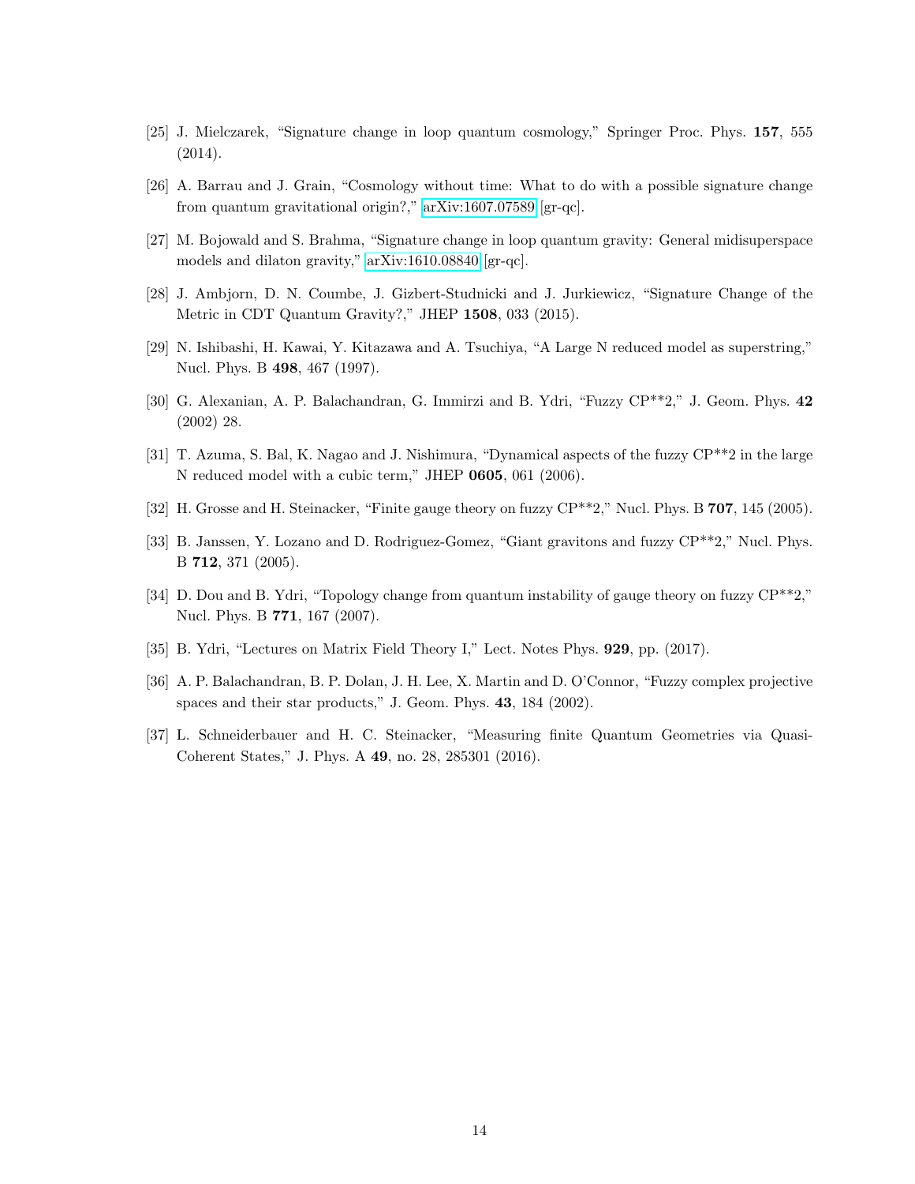[25] J. Mielczarek, "Signature change in loop quantum cosmology," Springer Proc. Phys. **157**, 555 (2014).

[26] A. Barrau and J. Grain, "Cosmology without time: What to do with a possible signature change from quantum gravitational origin?," arXiv:1607.07589 [gr-qc].

[27] M. Bojowald and S. Brahma, "Signature change in loop quantum gravity: General midisuperspace models and dilaton gravity," arXiv:1610.08840 [gr-qc].

[28] J. Ambjorn, D. N. Coumbe, J. Gizbert-Studnicki and J. Jurkiewicz, "Signature Change of the Metric in CDT Quantum Gravity?," JHEP **1508**, 033 (2015).

[29] N. Ishibashi, H. Kawai, Y. Kitazawa and A. Tsuchiya, "A Large N reduced model as superstring," Nucl. Phys. B **498**, 467 (1997).

[30] G. Alexanian, A. P. Balachandran, G. Immirzi and B. Ydri, "Fuzzy CP**2," J. Geom. Phys. **42** (2002) 28.

[31] T. Azuma, S. Bal, K. Nagao and J. Nishimura, "Dynamical aspects of the fuzzy CP**2 in the large N reduced model with a cubic term," JHEP **0605**, 061 (2006).

[32] H. Grosse and H. Steinacker, "Finite gauge theory on fuzzy CP**2," Nucl. Phys. B **707**, 145 (2005).

[33] B. Janssen, Y. Lozano and D. Rodriguez-Gomez, "Giant gravitons and fuzzy CP**2," Nucl. Phys. B **712**, 371 (2005).

[34] D. Dou and B. Ydri, "Topology change from quantum instability of gauge theory on fuzzy CP**2," Nucl. Phys. B **771**, 167 (2007).

[35] B. Ydri, "Lectures on Matrix Field Theory I," Lect. Notes Phys. **929**, pp. (2017).

[36] A. P. Balachandran, B. P. Dolan, J. H. Lee, X. Martin and D. O'Connor, "Fuzzy complex projective spaces and their star products," J. Geom. Phys. **43**, 184 (2002).

[37] L. Schneiderbauer and H. C. Steinacker, "Measuring finite Quantum Geometries via Quasi-Coherent States," J. Phys. A **49**, no. 28, 285301 (2016).